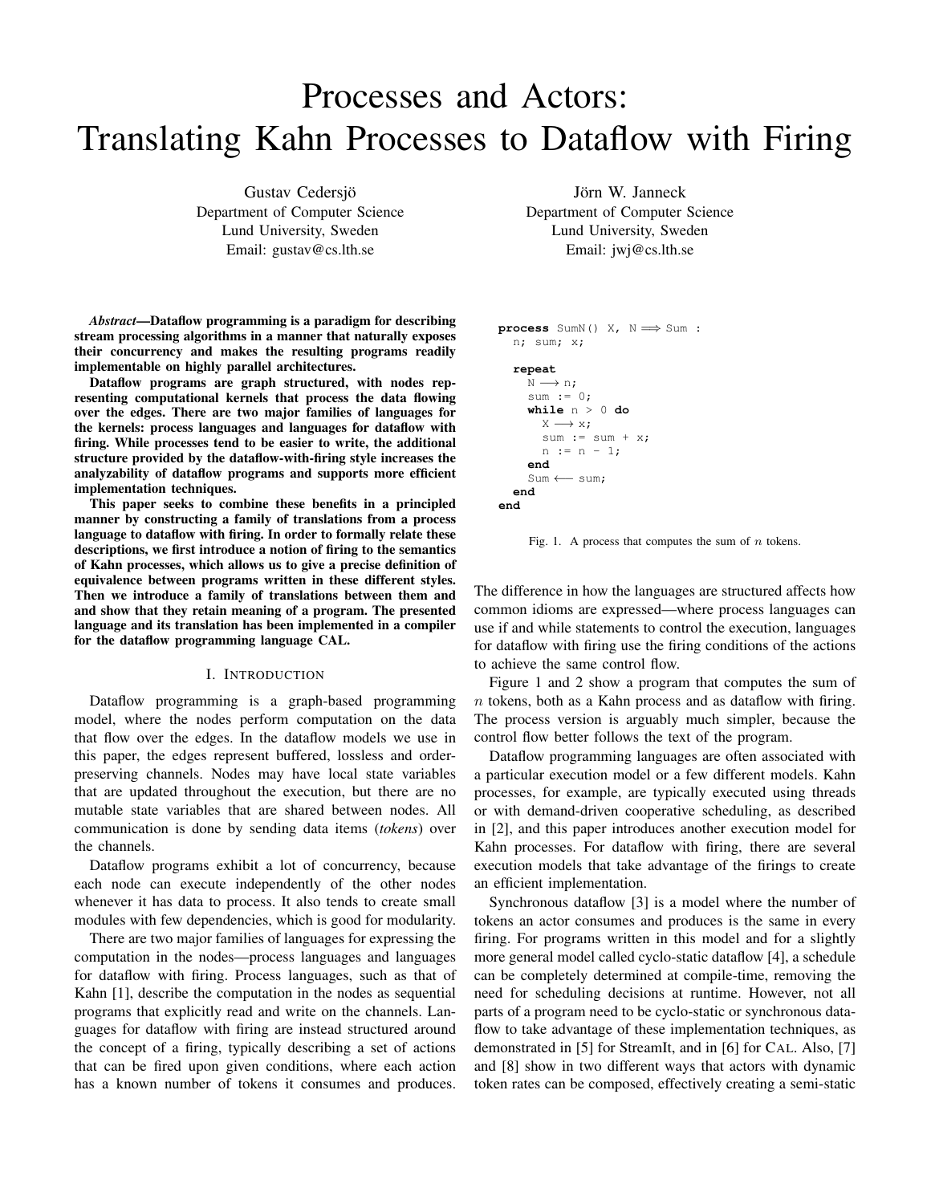# Processes and Actors: Translating Kahn Processes to Dataflow with Firing

Gustav Cedersjö
Department of Computer Science
Lund University, Sweden
Email: gustav@cs.lth.se

Jörn W. Janneck
Department of Computer Science
Lund University, Sweden
Email: jwj@cs.lth.se

***Abstract*—Dataflow programming is a paradigm for describing stream processing algorithms in a manner that naturally exposes their concurrency and makes the resulting programs readily implementable on highly parallel architectures.**

**Dataflow programs are graph structured, with nodes representing computational kernels that process the data flowing over the edges. There are two major families of languages for the kernels: process languages and languages for dataflow with firing. While processes tend to be easier to write, the additional structure provided by the dataflow-with-firing style increases the analyzability of dataflow programs and supports more efficient implementation techniques.**

**This paper seeks to combine these benefits in a principled manner by constructing a family of translations from a process language to dataflow with firing. In order to formally relate these descriptions, we first introduce a notion of firing to the semantics of Kahn processes, which allows us to give a precise definition of equivalence between programs written in these different styles. Then we introduce a family of translations between them and and show that they retain meaning of a program. The presented language and its translation has been implemented in a compiler for the dataflow programming language CAL.**

## I. Introduction

Dataflow programming is a graph-based programming model, where the nodes perform computation on the data that flow over the edges. In the dataflow models we use in this paper, the edges represent buffered, lossless and order-preserving channels. Nodes may have local state variables that are updated throughout the execution, but there are no mutable state variables that are shared between nodes. All communication is done by sending data items (*tokens*) over the channels.

Dataflow programs exhibit a lot of concurrency, because each node can execute independently of the other nodes whenever it has data to process. It also tends to create small modules with few dependencies, which is good for modularity.

There are two major families of languages for expressing the computation in the nodes—process languages and languages for dataflow with firing. Process languages, such as that of Kahn [1], describe the computation in the nodes as sequential programs that explicitly read and write on the channels. Languages for dataflow with firing are instead structured around the concept of a firing, typically describing a set of actions that can be fired upon given conditions, where each action has a known number of tokens it consumes and produces.

```
process SumN() X, N ⟹ Sum :
  n; sum; x;

  repeat
    N ⟶ n;
    sum := 0;
    while n > 0 do
      X ⟶ x;
      sum := sum + x;
      n := n - 1;
    end
    Sum ⟵ sum;
  end
end
```

Fig. 1. A process that computes the sum of $n$ tokens.

The difference in how the languages are structured affects how common idioms are expressed—where process languages can use if and while statements to control the execution, languages for dataflow with firing use the firing conditions of the actions to achieve the same control flow.

Figure 1 and 2 show a program that computes the sum of $n$ tokens, both as a Kahn process and as dataflow with firing. The process version is arguably much simpler, because the control flow better follows the text of the program.

Dataflow programming languages are often associated with a particular execution model or a few different models. Kahn processes, for example, are typically executed using threads or with demand-driven cooperative scheduling, as described in [2], and this paper introduces another execution model for Kahn processes. For dataflow with firing, there are several execution models that take advantage of the firings to create an efficient implementation.

Synchronous dataflow [3] is a model where the number of tokens an actor consumes and produces is the same in every firing. For programs written in this model and for a slightly more general model called cyclo-static dataflow [4], a schedule can be completely determined at compile-time, removing the need for scheduling decisions at runtime. However, not all parts of a program need to be cyclo-static or synchronous dataflow to take advantage of these implementation techniques, as demonstrated in [5] for StreamIt, and in [6] for CAL. Also, [7] and [8] show in two different ways that actors with dynamic token rates can be composed, effectively creating a semi-static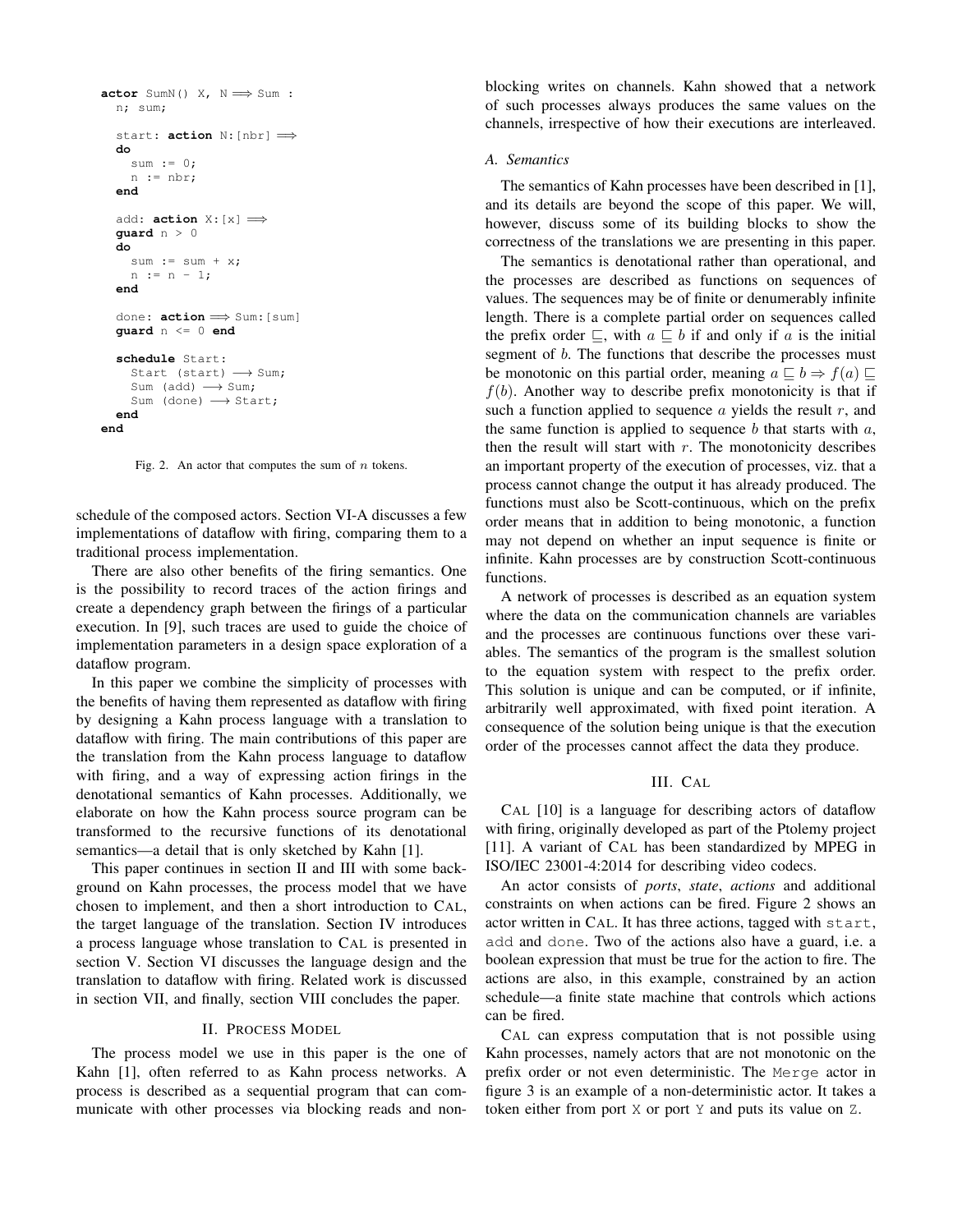```
actor SumN() X, N ⟹ Sum :
  n; sum;

  start: action N:[nbr] ⟹
  do
    sum := 0;
    n := nbr;
  end

  add: action X:[x] ⟹
  guard n > 0
  do
    sum := sum + x;
    n := n - 1;
  end

  done: action ⟹ Sum:[sum]
  guard n <= 0 end

  schedule Start:
    Start (start) ⟶ Sum;
    Sum (add) ⟶ Sum;
    Sum (done) ⟶ Start;
  end
end
```

Fig. 2. An actor that computes the sum of $n$ tokens.

schedule of the composed actors. Section VI-A discusses a few implementations of dataflow with firing, comparing them to a traditional process implementation.

There are also other benefits of the firing semantics. One is the possibility to record traces of the action firings and create a dependency graph between the firings of a particular execution. In [9], such traces are used to guide the choice of implementation parameters in a design space exploration of a dataflow program.

In this paper we combine the simplicity of processes with the benefits of having them represented as dataflow with firing by designing a Kahn process language with a translation to dataflow with firing. The main contributions of this paper are the translation from the Kahn process language to dataflow with firing, and a way of expressing action firings in the denotational semantics of Kahn processes. Additionally, we elaborate on how the Kahn process source program can be transformed to the recursive functions of its denotational semantics—a detail that is only sketched by Kahn [1].

This paper continues in section II and III with some background on Kahn processes, the process model that we have chosen to implement, and then a short introduction to CAL, the target language of the translation. Section IV introduces a process language whose translation to CAL is presented in section V. Section VI discusses the language design and the translation to dataflow with firing. Related work is discussed in section VII, and finally, section VIII concludes the paper.

## II. Process Model

The process model we use in this paper is the one of Kahn [1], often referred to as Kahn process networks. A process is described as a sequential program that can communicate with other processes via blocking reads and non-blocking writes on channels. Kahn showed that a network of such processes always produces the same values on the channels, irrespective of how their executions are interleaved.

### A. Semantics

The semantics of Kahn processes have been described in [1], and its details are beyond the scope of this paper. We will, however, discuss some of its building blocks to show the correctness of the translations we are presenting in this paper.

The semantics is denotational rather than operational, and the processes are described as functions on sequences of values. The sequences may be of finite or denumerably infinite length. There is a complete partial order on sequences called the prefix order $\sqsubseteq$, with $a \sqsubseteq b$ if and only if $a$ is the initial segment of $b$. The functions that describe the processes must be monotonic on this partial order, meaning $a \sqsubseteq b \Rightarrow f(a) \sqsubseteq f(b)$. Another way to describe prefix monotonicity is that if such a function applied to sequence $a$ yields the result $r$, and the same function is applied to sequence $b$ that starts with $a$, then the result will start with $r$. The monotonicity describes an important property of the execution of processes, viz. that a process cannot change the output it has already produced. The functions must also be Scott-continuous, which on the prefix order means that in addition to being monotonic, a function may not depend on whether an input sequence is finite or infinite. Kahn processes are by construction Scott-continuous functions.

A network of processes is described as an equation system where the data on the communication channels are variables and the processes are continuous functions over these variables. The semantics of the program is the smallest solution to the equation system with respect to the prefix order. This solution is unique and can be computed, or if infinite, arbitrarily well approximated, with fixed point iteration. A consequence of the solution being unique is that the execution order of the processes cannot affect the data they produce.

## III. CAL

CAL [10] is a language for describing actors of dataflow with firing, originally developed as part of the Ptolemy project [11]. A variant of CAL has been standardized by MPEG in ISO/IEC 23001-4:2014 for describing video codecs.

An actor consists of *ports*, *state*, *actions* and additional constraints on when actions can be fired. Figure 2 shows an actor written in CAL. It has three actions, tagged with `start`, `add` and `done`. Two of the actions also have a guard, i.e. a boolean expression that must be true for the action to fire. The actions are also, in this example, constrained by an action schedule—a finite state machine that controls which actions can be fired.

CAL can express computation that is not possible using Kahn processes, namely actors that are not monotonic on the prefix order or not even deterministic. The `Merge` actor in figure 3 is an example of a non-deterministic actor. It takes a token either from port `X` or port `Y` and puts its value on `Z`.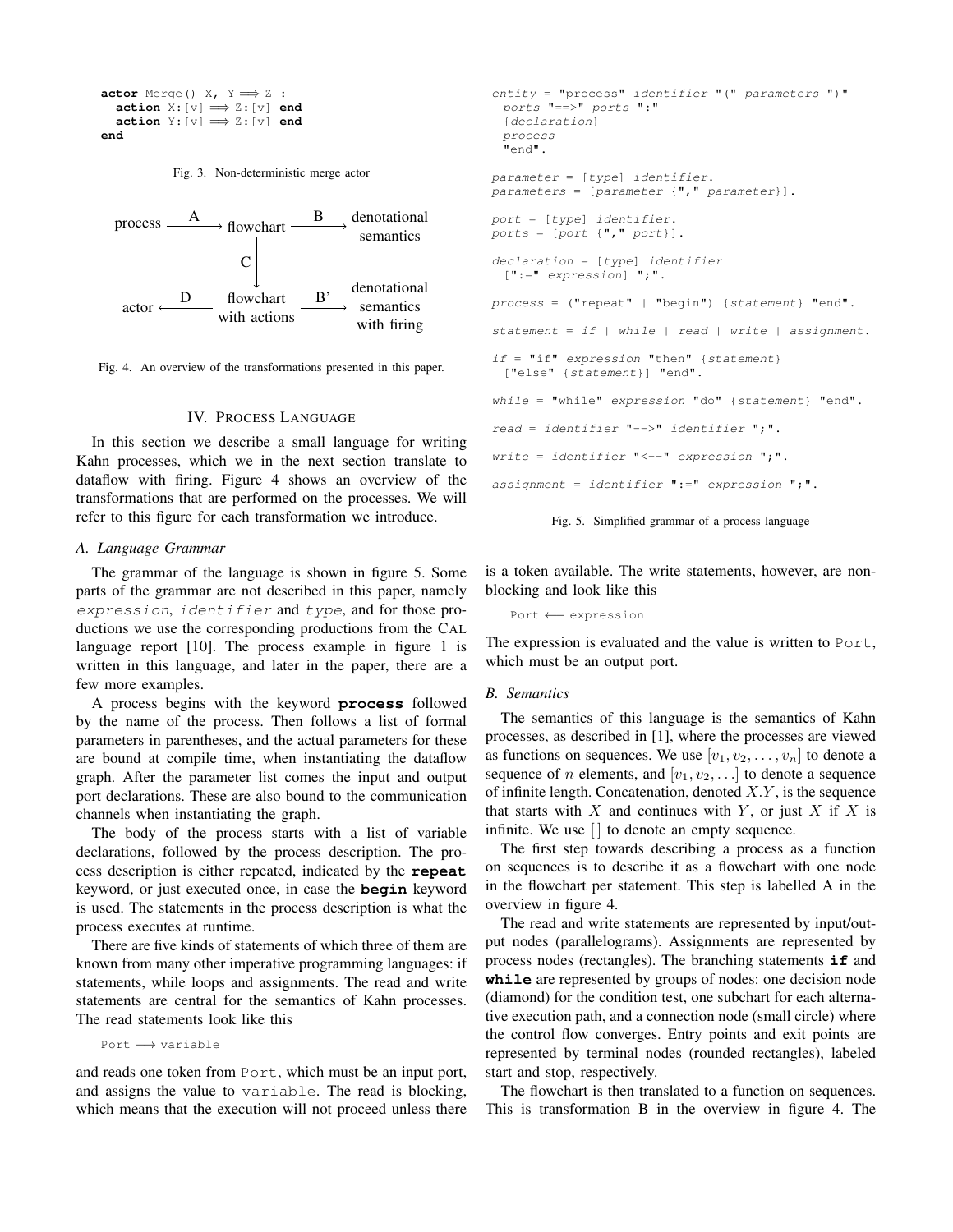```
actor Merge() X, Y ==> Z :
  action X:[v] ==> Z:[v] end
  action Y:[v] ==> Z:[v] end
end
```

Fig. 3. Non-deterministic merge actor

```
process --A--> flowchart --B--> denotational semantics
                   |
                   C
                   v
actor <--D-- flowchart with actions --B'--> denotational semantics with firing
```

Fig. 4. An overview of the transformations presented in this paper.

## IV. Process Language

In this section we describe a small language for writing Kahn processes, which we in the next section translate to dataflow with firing. Figure 4 shows an overview of the transformations that are performed on the processes. We will refer to this figure for each transformation we introduce.

### A. Language Grammar

The grammar of the language is shown in figure 5. Some parts of the grammar are not described in this paper, namely *expression*, *identifier* and *type*, and for those productions we use the corresponding productions from the CAL language report [10]. The process example in figure 1 is written in this language, and later in the paper, there are a few more examples.

A process begins with the keyword **process** followed by the name of the process. Then follows a list of formal parameters in parentheses, and the actual parameters for these are bound at compile time, when instantiating the dataflow graph. After the parameter list comes the input and output port declarations. These are also bound to the communication channels when instantiating the graph.

The body of the process starts with a list of variable declarations, followed by the process description. The process description is either repeated, indicated by the **repeat** keyword, or just executed once, in case the **begin** keyword is used. The statements in the process description is what the process executes at runtime.

There are five kinds of statements of which three of them are known from many other imperative programming languages: if statements, while loops and assignments. The read and write statements are central for the semantics of Kahn processes. The read statements look like this

```
Port ⟶ variable
```

and reads one token from `Port`, which must be an input port, and assigns the value to `variable`. The read is blocking, which means that the execution will not proceed unless there is a token available. The write statements, however, are non-blocking and look like this

```
Port ⟵ expression
```

The expression is evaluated and the value is written to `Port`, which must be an output port.

```
entity = "process" identifier "(" parameters ")"
  ports "==>" ports ":"
  {declaration}
  process
  "end".

parameter = [type] identifier.
parameters = [parameter {"," parameter}].

port = [type] identifier.
ports = [port {"," port}].

declaration = [type] identifier
  [":=" expression] ";".

process = ("repeat" | "begin") {statement} "end".

statement = if | while | read | write | assignment.

if = "if" expression "then" {statement}
  ["else" {statement}] "end".

while = "while" expression "do" {statement} "end".

read = identifier "-->" identifier ";".

write = identifier "<--" expression ";".

assignment = identifier ":=" expression ";".
```

Fig. 5. Simplified grammar of a process language

### B. Semantics

The semantics of this language is the semantics of Kahn processes, as described in [1], where the processes are viewed as functions on sequences. We use $[v_1, v_2, \ldots, v_n]$ to denote a sequence of $n$ elements, and $[v_1, v_2, \ldots]$ to denote a sequence of infinite length. Concatenation, denoted $X.Y$, is the sequence that starts with $X$ and continues with $Y$, or just $X$ if $X$ is infinite. We use $[\,]$ to denote an empty sequence.

The first step towards describing a process as a function on sequences is to describe it as a flowchart with one node in the flowchart per statement. This step is labelled A in the overview in figure 4.

The read and write statements are represented by input/output nodes (parallelograms). Assignments are represented by process nodes (rectangles). The branching statements **if** and **while** are represented by groups of nodes: one decision node (diamond) for the condition test, one subchart for each alternative execution path, and a connection node (small circle) where the control flow converges. Entry points and exit points are represented by terminal nodes (rounded rectangles), labeled start and stop, respectively.

The flowchart is then translated to a function on sequences. This is transformation B in the overview in figure 4. The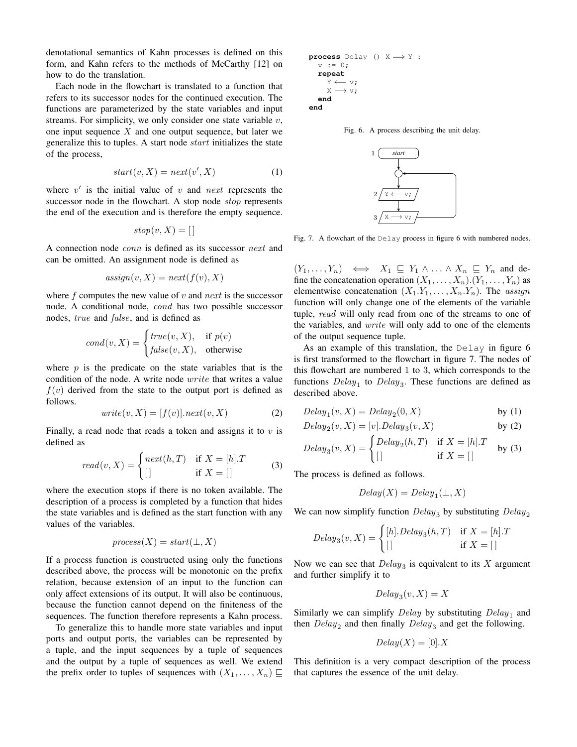denotational semantics of Kahn processes is defined on this form, and Kahn refers to the methods of McCarthy [12] on how to do the translation.

Each node in the flowchart is translated to a function that refers to its successor nodes for the continued execution. The functions are parameterized by the state variables and input streams. For simplicity, we only consider one state variable $v$, one input sequence $X$ and one output sequence, but later we generalize this to tuples. A start node $start$ initializes the state of the process,

$$start(v, X) = next(v', X) \tag{1}$$

where $v'$ is the initial value of $v$ and $next$ represents the successor node in the flowchart. A stop node $stop$ represents the end of the execution and is therefore the empty sequence.

$$stop(v, X) = [\,]$$

A connection node $conn$ is defined as its successor $next$ and can be omitted. An assignment node is defined as

$$assign(v, X) = next(f(v), X)$$

where $f$ computes the new value of $v$ and $next$ is the successor node. A conditional node, $cond$ has two possible successor nodes, $true$ and $false$, and is defined as

$$cond(v, X) = \begin{cases} true(v, X), & \text{if } p(v) \\ false(v, X), & \text{otherwise} \end{cases}$$

where $p$ is the predicate on the state variables that is the condition of the node. A write node $write$ that writes a value $f(v)$ derived from the state to the output port is defined as follows.

$$write(v, X) = [f(v)].next(v, X) \tag{2}$$

Finally, a read node that reads a token and assigns it to $v$ is defined as

$$read(v, X) = \begin{cases} next(h, T) & \text{if } X = [h].T \\ [\,] & \text{if } X = [\,] \end{cases} \tag{3}$$

where the execution stops if there is no token available. The description of a process is completed by a function that hides the state variables and is defined as the start function with any values of the variables.

$$process(X) = start(\perp, X)$$

If a process function is constructed using only the functions described above, the process will be monotonic on the prefix relation, because extension of an input to the function can only affect extensions of its output. It will also be continuous, because the function cannot depend on the finiteness of the sequences. The function therefore represents a Kahn process.

To generalize this to handle more state variables and input ports and output ports, the variables can be represented by a tuple, and the input sequences by a tuple of sequences and the output by a tuple of sequences as well. We extend the prefix order to tuples of sequences with $(X_1, \ldots, X_n) \sqsubseteq (Y_1, \ldots, Y_n) \iff X_1 \sqsubseteq Y_1 \wedge \ldots \wedge X_n \sqsubseteq Y_n$ and define the concatenation operation $(X_1, \ldots, X_n).(Y_1, \ldots, Y_n)$ as elementwise concatenation $(X_1.Y_1, \ldots, X_n.Y_n)$. The $assign$ function will only change one of the elements of the variable tuple, $read$ will only read from one of the streams to one of the variables, and $write$ will only add to one of the elements of the output sequence tuple.

```
process Delay () X ⟹ Y :
  v := 0;
  repeat
    Y ⟵ v;
    X ⟶ v;
  end
end
```

Fig. 6. A process describing the unit delay.

```
1 ( start )
      |
      o <-----------+
      |             |
2 / Y ⟵ v; /        |
      |             |
3 / X ⟶ v; /--------+
```

Fig. 7. A flowchart of the Delay process in figure 6 with numbered nodes.

As an example of this translation, the Delay in figure 6 is first transformed to the flowchart in figure 7. The nodes of this flowchart are numbered 1 to 3, which corresponds to the functions $Delay_1$ to $Delay_3$. These functions are defined as described above.

$$Delay_1(v, X) = Delay_2(0, X) \qquad \text{by (1)}$$

$$Delay_2(v, X) = [v].Delay_3(v, X) \qquad \text{by (2)}$$

$$Delay_3(v, X) = \begin{cases} Delay_2(h, T) & \text{if } X = [h].T \\ [\,] & \text{if } X = [\,] \end{cases} \qquad \text{by (3)}$$

The process is defined as follows.

$$Delay(X) = Delay_1(\perp, X)$$

We can now simplify function $Delay_3$ by substituting $Delay_2$

$$Delay_3(v, X) = \begin{cases} [h].Delay_3(h, T) & \text{if } X = [h].T \\ [\,] & \text{if } X = [\,] \end{cases}$$

Now we can see that $Delay_3$ is equivalent to its $X$ argument and further simplify it to

$$Delay_3(v, X) = X$$

Similarly we can simplify $Delay$ by substituting $Delay_1$ and then $Delay_2$ and then finally $Delay_3$ and get the following.

$$Delay(X) = [0].X$$

This definition is a very compact description of the process that captures the essence of the unit delay.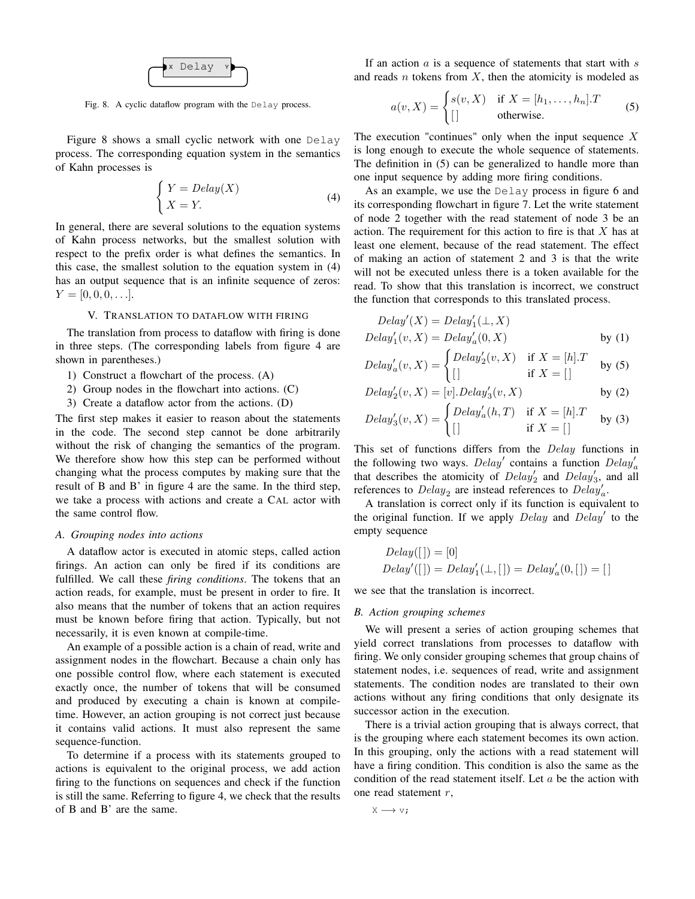Fig. 8. A cyclic dataflow program with the `Delay` process.

Figure 8 shows a small cyclic network with one `Delay` process. The corresponding equation system in the semantics of Kahn processes is

$$\begin{cases} Y = Delay(X) \\ X = Y. \end{cases} \tag{4}$$

In general, there are several solutions to the equation systems of Kahn process networks, but the smallest solution with respect to the prefix order is what defines the semantics. In this case, the smallest solution to the equation system in (4) has an output sequence that is an infinite sequence of zeros: $Y = [0, 0, 0, \ldots]$.

## V. Translation to dataflow with firing

The translation from process to dataflow with firing is done in three steps. (The corresponding labels from figure 4 are shown in parentheses.)

1) Construct a flowchart of the process. (A)
2) Group nodes in the flowchart into actions. (C)
3) Create a dataflow actor from the actions. (D)

The first step makes it easier to reason about the statements in the code. The second step cannot be done arbitrarily without the risk of changing the semantics of the program. We therefore show how this step can be performed without changing what the process computes by making sure that the result of B and B' in figure 4 are the same. In the third step, we take a process with actions and create a CAL actor with the same control flow.

### A. Grouping nodes into actions

A dataflow actor is executed in atomic steps, called action firings. An action can only be fired if its conditions are fulfilled. We call these *firing conditions*. The tokens that an action reads, for example, must be present in order to fire. It also means that the number of tokens that an action requires must be known before firing that action. Typically, but not necessarily, it is even known at compile-time.

An example of a possible action is a chain of read, write and assignment nodes in the flowchart. Because a chain only has one possible control flow, where each statement is executed exactly once, the number of tokens that will be consumed and produced by executing a chain is known at compile-time. However, an action grouping is not correct just because it contains valid actions. It must also represent the same sequence-function.

To determine if a process with its statements grouped to actions is equivalent to the original process, we add action firing to the functions on sequences and check if the function is still the same. Referring to figure 4, we check that the results of B and B' are the same.

If an action $a$ is a sequence of statements that start with $s$ and reads $n$ tokens from $X$, then the atomicity is modeled as

$$a(v, X) = \begin{cases} s(v, X) & \text{if } X = [h_1, \ldots, h_n].T \\ [\,] & \text{otherwise.} \end{cases} \tag{5}$$

The execution "continues" only when the input sequence $X$ is long enough to execute the whole sequence of statements. The definition in (5) can be generalized to handle more than one input sequence by adding more firing conditions.

As an example, we use the `Delay` process in figure 6 and its corresponding flowchart in figure 7. Let the write statement of node 2 together with the read statement of node 3 be an action. The requirement for this action to fire is that $X$ has at least one element, because of the read statement. The effect of making an action of statement 2 and 3 is that the write will not be executed unless there is a token available for the read. To show that this translation is incorrect, we construct the function that corresponds to this translated process.

$$\begin{aligned}
Delay'(X) &= Delay'_1(\bot, X) \\
Delay'_1(v, X) &= Delay'_a(0, X) && \text{by (1)} \\
Delay'_a(v, X) &= \begin{cases} Delay'_2(v, X) & \text{if } X = [h].T \\ [\,] & \text{if } X = [\,] \end{cases} && \text{by (5)} \\
Delay'_2(v, X) &= [v].Delay'_3(v, X) && \text{by (2)} \\
Delay'_3(v, X) &= \begin{cases} Delay'_a(h, T) & \text{if } X = [h].T \\ [\,] & \text{if } X = [\,] \end{cases} && \text{by (3)}
\end{aligned}$$

This set of functions differs from the $Delay$ functions in the following two ways. $Delay'$ contains a function $Delay'_a$ that describes the atomicity of $Delay'_2$ and $Delay'_3$, and all references to $Delay_2$ are instead references to $Delay'_a$.

A translation is correct only if its function is equivalent to the original function. If we apply $Delay$ and $Delay'$ to the empty sequence

$$\begin{aligned}
Delay([\,]) &= [0] \\
Delay'([\,]) &= Delay'_1(\bot, [\,]) = Delay'_a(0, [\,]) = [\,]
\end{aligned}$$

we see that the translation is incorrect.

### B. Action grouping schemes

We will present a series of action grouping schemes that yield correct translations from processes to dataflow with firing. We only consider grouping schemes that group chains of statement nodes, i.e. sequences of read, write and assignment statements. The condition nodes are translated to their own actions without any firing conditions that only designate its successor action in the execution.

There is a trivial action grouping that is always correct, that is the grouping where each statement becomes its own action. In this grouping, only the actions with a read statement will have a firing condition. This condition is also the same as the condition of the read statement itself. Let $a$ be the action with one read statement $r$,

```
X ⟶ v;
```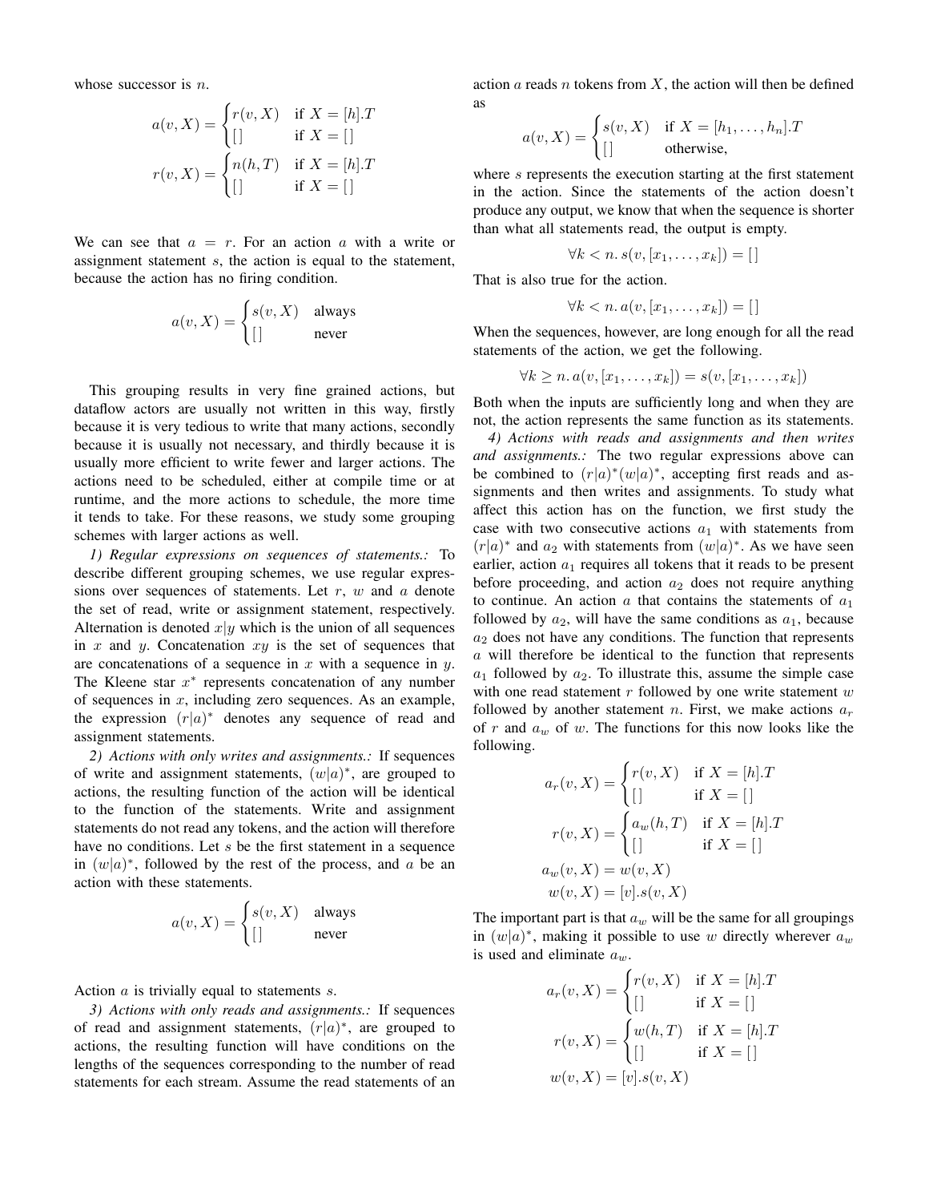whose successor is $n$.

$$a(v, X) = \begin{cases} r(v, X) & \text{if } X = [h].T \\ [\,] & \text{if } X = [\,] \end{cases}$$

$$r(v, X) = \begin{cases} n(h, T) & \text{if } X = [h].T \\ [\,] & \text{if } X = [\,] \end{cases}$$

We can see that $a = r$. For an action $a$ with a write or assignment statement $s$, the action is equal to the statement, because the action has no firing condition.

$$a(v, X) = \begin{cases} s(v, X) & \text{always} \\ [\,] & \text{never} \end{cases}$$

This grouping results in very fine grained actions, but dataflow actors are usually not written in this way, firstly because it is very tedious to write that many actions, secondly because it is usually not necessary, and thirdly because it is usually more efficient to write fewer and larger actions. The actions need to be scheduled, either at compile time or at runtime, and the more actions to schedule, the more time it tends to take. For these reasons, we study some grouping schemes with larger actions as well.

*1) Regular expressions on sequences of statements.:* To describe different grouping schemes, we use regular expressions over sequences of statements. Let $r$, $w$ and $a$ denote the set of read, write or assignment statement, respectively. Alternation is denoted $x|y$ which is the union of all sequences in $x$ and $y$. Concatenation $xy$ is the set of sequences that are concatenations of a sequence in $x$ with a sequence in $y$. The Kleene star $x^*$ represents concatenation of any number of sequences in $x$, including zero sequences. As an example, the expression $(r|a)^*$ denotes any sequence of read and assignment statements.

*2) Actions with only writes and assignments.:* If sequences of write and assignment statements, $(w|a)^*$, are grouped to actions, the resulting function of the action will be identical to the function of the statements. Write and assignment statements do not read any tokens, and the action will therefore have no conditions. Let $s$ be the first statement in a sequence in $(w|a)^*$, followed by the rest of the process, and $a$ be an action with these statements.

$$a(v, X) = \begin{cases} s(v, X) & \text{always} \\ [\,] & \text{never} \end{cases}$$

Action $a$ is trivially equal to statements $s$.

*3) Actions with only reads and assignments.:* If sequences of read and assignment statements, $(r|a)^*$, are grouped to actions, the resulting function will have conditions on the lengths of the sequences corresponding to the number of read statements for each stream. Assume the read statements of an action $a$ reads $n$ tokens from $X$, the action will then be defined as

$$a(v, X) = \begin{cases} s(v, X) & \text{if } X = [h_1, \ldots, h_n].T \\ [\,] & \text{otherwise,} \end{cases}$$

where $s$ represents the execution starting at the first statement in the action. Since the statements of the action doesn't produce any output, we know that when the sequence is shorter than what all statements read, the output is empty.

$$\forall k < n.\, s(v, [x_1, \ldots, x_k]) = [\,]$$

That is also true for the action.

$$\forall k < n.\, a(v, [x_1, \ldots, x_k]) = [\,]$$

When the sequences, however, are long enough for all the read statements of the action, we get the following.

$$\forall k \geq n.\, a(v, [x_1, \ldots, x_k]) = s(v, [x_1, \ldots, x_k])$$

Both when the inputs are sufficiently long and when they are not, the action represents the same function as its statements.

*4) Actions with reads and assignments and then writes and assignments.:* The two regular expressions above can be combined to $(r|a)^*(w|a)^*$, accepting first reads and assignments and then writes and assignments. To study what affect this action has on the function, we first study the case with two consecutive actions $a_1$ with statements from $(r|a)^*$ and $a_2$ with statements from $(w|a)^*$. As we have seen earlier, action $a_1$ requires all tokens that it reads to be present before proceeding, and action $a_2$ does not require anything to continue. An action $a$ that contains the statements of $a_1$ followed by $a_2$, will have the same conditions as $a_1$, because $a_2$ does not have any conditions. The function that represents $a$ will therefore be identical to the function that represents $a_1$ followed by $a_2$. To illustrate this, assume the simple case with one read statement $r$ followed by one write statement $w$ followed by another statement $n$. First, we make actions $a_r$ of $r$ and $a_w$ of $w$. The functions for this now looks like the following.

$$a_r(v, X) = \begin{cases} r(v, X) & \text{if } X = [h].T \\ [\,] & \text{if } X = [\,] \end{cases}$$

$$r(v, X) = \begin{cases} a_w(h, T) & \text{if } X = [h].T \\ [\,] & \text{if } X = [\,] \end{cases}$$

$$a_w(v, X) = w(v, X)$$

$$w(v, X) = [v].s(v, X)$$

The important part is that $a_w$ will be the same for all groupings in $(w|a)^*$, making it possible to use $w$ directly wherever $a_w$ is used and eliminate $a_w$.

$$a_r(v, X) = \begin{cases} r(v, X) & \text{if } X = [h].T \\ [\,] & \text{if } X = [\,] \end{cases}$$

$$r(v, X) = \begin{cases} w(h, T) & \text{if } X = [h].T \\ [\,] & \text{if } X = [\,] \end{cases}$$

$$w(v, X) = [v].s(v, X)$$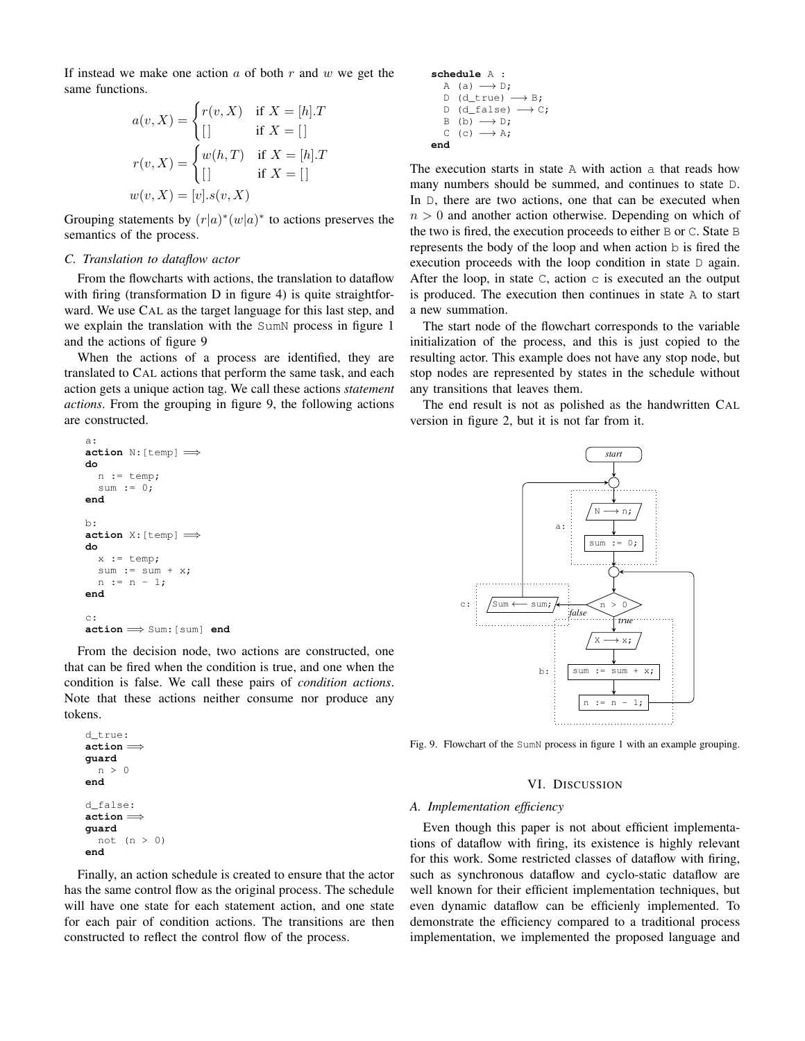If instead we make one action $a$ of both $r$ and $w$ we get the same functions.

$$a(v, X) = \begin{cases} r(v, X) & \text{if } X = [h].T \\ [] & \text{if } X = [] \end{cases}$$

$$r(v, X) = \begin{cases} w(h, T) & \text{if } X = [h].T \\ [] & \text{if } X = [] \end{cases}$$

$$w(v, X) = [v].s(v, X)$$

Grouping statements by $(r|a)^*(w|a)^*$ to actions preserves the semantics of the process.

### C. Translation to dataflow actor

From the flowcharts with actions, the translation to dataflow with firing (transformation D in figure 4) is quite straightforward. We use CAL as the target language for this last step, and we explain the translation with the SumN process in figure 1 and the actions of figure 9

When the actions of a process are identified, they are translated to CAL actions that perform the same task, and each action gets a unique action tag. We call these actions *statement actions*. From the grouping in figure 9, the following actions are constructed.

```
a:
action N:[temp] ⟹
do
  n := temp;
  sum := 0;
end

b:
action X:[temp] ⟹
do
  x := temp;
  sum := sum + x;
  n := n - 1;
end

c:
action ⟹ Sum:[sum] end
```

From the decision node, two actions are constructed, one that can be fired when the condition is true, and one when the condition is false. We call these pairs of *condition actions*. Note that these actions neither consume nor produce any tokens.

```
d_true:
action ⟹
guard
  n > 0
end

d_false:
action ⟹
guard
  not (n > 0)
end
```

Finally, an action schedule is created to ensure that the actor has the same control flow as the original process. The schedule will have one state for each statement action, and one state for each pair of condition actions. The transitions are then constructed to reflect the control flow of the process.

```
schedule A :
  A (a) ⟶ D;
  D (d_true) ⟶ B;
  D (d_false) ⟶ C;
  B (b) ⟶ D;
  C (c) ⟶ A;
end
```

The execution starts in state A with action a that reads how many numbers should be summed, and continues to state D. In D, there are two actions, one that can be executed when $n > 0$ and another action otherwise. Depending on which of the two is fired, the execution proceeds to either B or C. State B represents the body of the loop and when action b is fired the execution proceeds with the loop condition in state D again. After the loop, in state C, action c is executed an the output is produced. The execution then continues in state A to start a new summation.

The start node of the flowchart corresponds to the variable initialization of the process, and this is just copied to the resulting actor. This example does not have any stop node, but stop nodes are represented by states in the schedule without any transitions that leaves them.

The end result is not as polished as the handwritten CAL version in figure 2, but it is not far from it.

Fig. 9. Flowchart of the SumN process in figure 1 with an example grouping.

## VI. Discussion

### A. Implementation efficiency

Even though this paper is not about efficient implementations of dataflow with firing, its existence is highly relevant for this work. Some restricted classes of dataflow with firing, such as synchronous dataflow and cyclo-static dataflow are well known for their efficient implementation techniques, but even dynamic dataflow can be efficienly implemented. To demonstrate the efficiency compared to a traditional process implementation, we implemented the proposed language and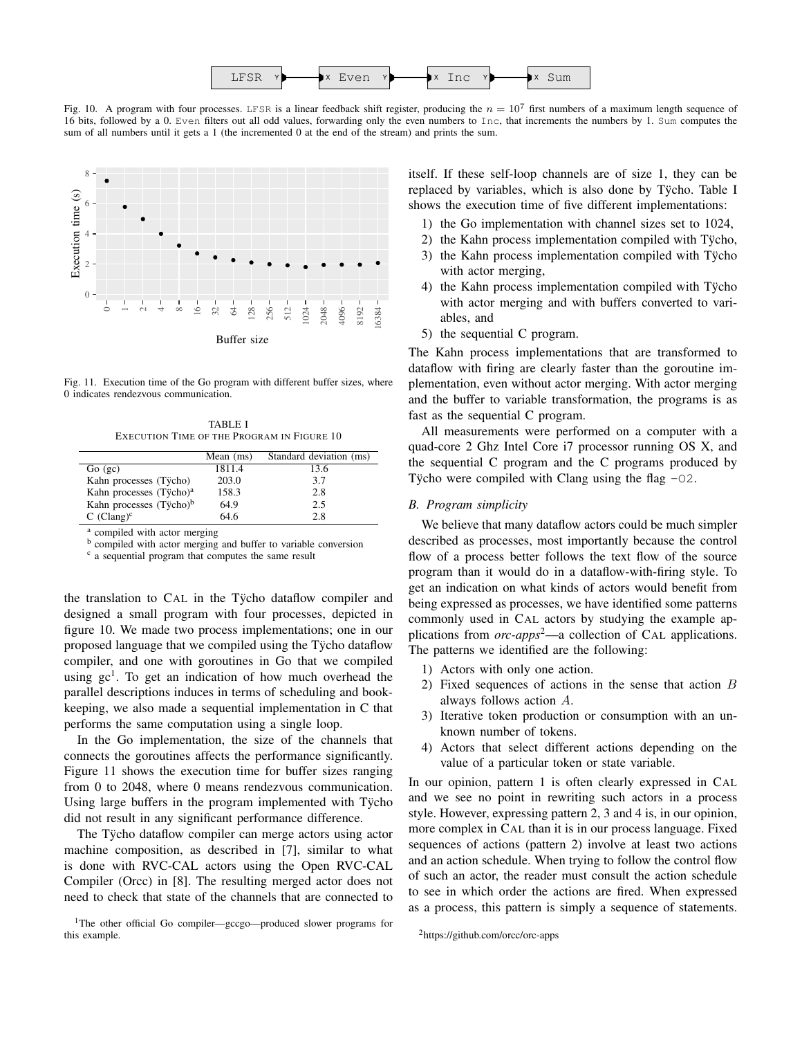Fig. 10. A program with four processes. LFSR is a linear feedback shift register, producing the $n = 10^7$ first numbers of a maximum length sequence of 16 bits, followed by a 0. Even filters out all odd values, forwarding only the even numbers to Inc, that increments the numbers by 1. Sum computes the sum of all numbers until it gets a 1 (the incremented 0 at the end of the stream) and prints the sum.

Fig. 11. Execution time of the Go program with different buffer sizes, where 0 indicates rendezvous communication.

TABLE I
EXECUTION TIME OF THE PROGRAM IN FIGURE 10

| | Mean (ms) | Standard deviation (ms) |
|---|---|---|
| Go (gc) | 1811.4 | 13.6 |
| Kahn processes (Tÿcho) | 203.0 | 3.7 |
| Kahn processes (Tÿcho)[a] | 158.3 | 2.8 |
| Kahn processes (Tÿcho)[b] | 64.9 | 2.5 |
| C (Clang)[c] | 64.6 | 2.8 |

[a] compiled with actor merging
[b] compiled with actor merging and buffer to variable conversion
[c] a sequential program that computes the same result

the translation to CAL in the Tÿcho dataflow compiler and designed a small program with four processes, depicted in figure 10. We made two process implementations; one in our proposed language that we compiled using the Tÿcho dataflow compiler, and one with goroutines in Go that we compiled using gc[1]. To get an indication of how much overhead the parallel descriptions induces in terms of scheduling and book-keeping, we also made a sequential implementation in C that performs the same computation using a single loop.

In the Go implementation, the size of the channels that connects the goroutines affects the performance significantly. Figure 11 shows the execution time for buffer sizes ranging from 0 to 2048, where 0 means rendezvous communication. Using large buffers in the program implemented with Tÿcho did not result in any significant performance difference.

The Tÿcho dataflow compiler can merge actors using actor machine composition, as described in [7], similar to what is done with RVC-CAL actors using the Open RVC-CAL Compiler (Orcc) in [8]. The resulting merged actor does not need to check that state of the channels that are connected to itself. If these self-loop channels are of size 1, they can be replaced by variables, which is also done by Tÿcho. Table I shows the execution time of five different implementations:

1) the Go implementation with channel sizes set to 1024,
2) the Kahn process implementation compiled with Tÿcho,
3) the Kahn process implementation compiled with Tÿcho with actor merging,
4) the Kahn process implementation compiled with Tÿcho with actor merging and with buffers converted to variables, and
5) the sequential C program.

The Kahn process implementations that are transformed to dataflow with firing are clearly faster than the goroutine implementation, even without actor merging. With actor merging and the buffer to variable transformation, the programs is as fast as the sequential C program.

All measurements were performed on a computer with a quad-core 2 Ghz Intel Core i7 processor running OS X, and the sequential C program and the C programs produced by Tÿcho were compiled with Clang using the flag -O2.

### B. Program simplicity

We believe that many dataflow actors could be much simpler described as processes, most importantly because the control flow of a process better follows the text flow of the source program than it would do in a dataflow-with-firing style. To get an indication on what kinds of actors would benefit from being expressed as processes, we have identified some patterns commonly used in CAL actors by studying the example applications from *orc-apps*[2]—a collection of CAL applications. The patterns we identified are the following:

1) Actors with only one action.
2) Fixed sequences of actions in the sense that action $B$ always follows action $A$.
3) Iterative token production or consumption with an unknown number of tokens.
4) Actors that select different actions depending on the value of a particular token or state variable.

In our opinion, pattern 1 is often clearly expressed in CAL and we see no point in rewriting such actors in a process style. However, expressing pattern 2, 3 and 4 is, in our opinion, more complex in CAL than it is in our process language. Fixed sequences of actions (pattern 2) involve at least two actions and an action schedule. When trying to follow the control flow of such an actor, the reader must consult the action schedule to see in which order the actions are fired. When expressed as a process, this pattern is simply a sequence of statements.

[1] The other official Go compiler—gccgo—produced slower programs for this example.

[2] https://github.com/orcc/orc-apps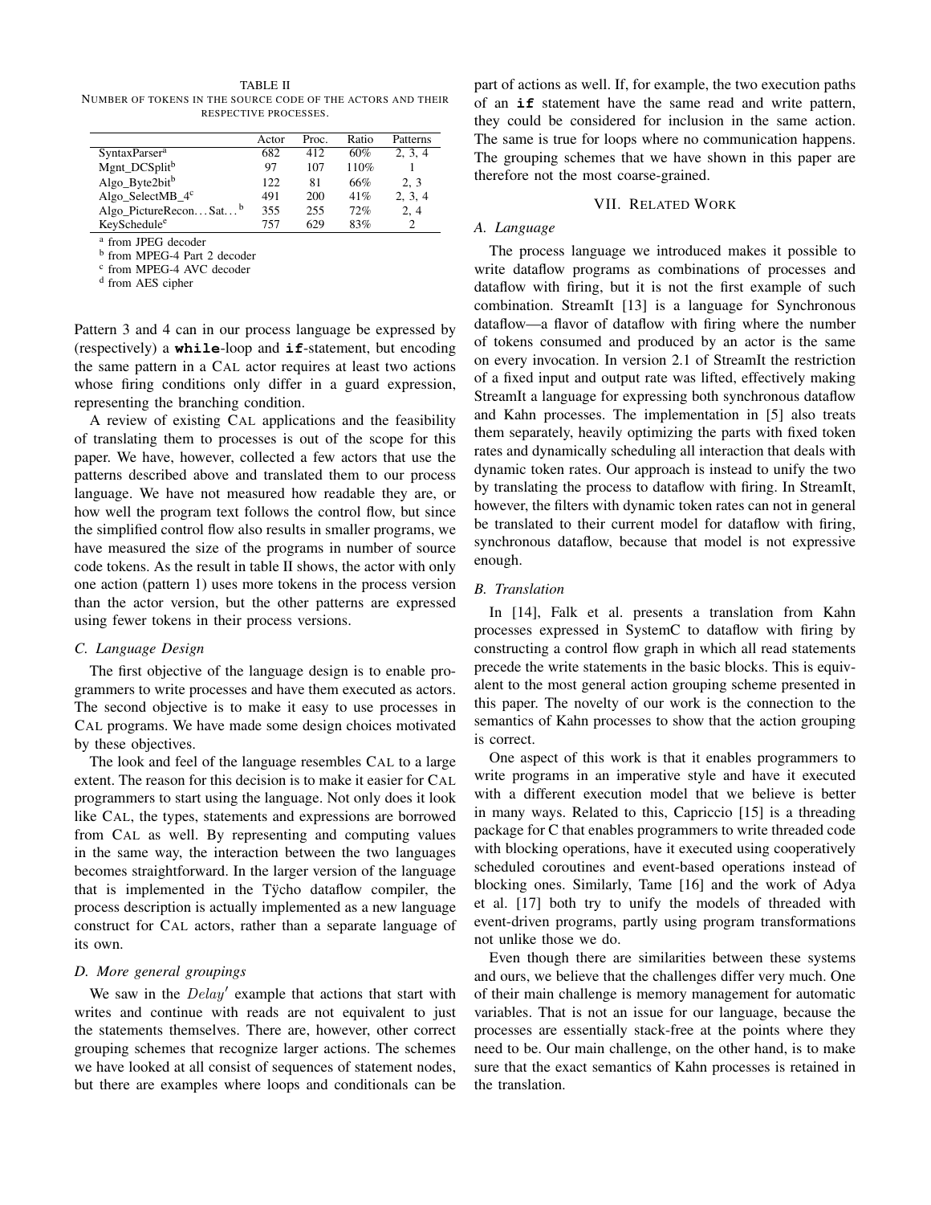TABLE II
NUMBER OF TOKENS IN THE SOURCE CODE OF THE ACTORS AND THEIR RESPECTIVE PROCESSES.

| | Actor | Proc. | Ratio | Patterns |
|---|---|---|---|---|
| SyntaxParser[a] | 682 | 412 | 60% | 2, 3, 4 |
| Mgnt_DCSplit[b] | 97 | 107 | 110% | 1 |
| Algo_Byte2bit[b] | 122 | 81 | 66% | 2, 3 |
| Algo_SelectMB_4[c] | 491 | 200 | 41% | 2, 3, 4 |
| Algo_PictureRecon…Sat…[b] | 355 | 255 | 72% | 2, 4 |
| KeySchedule[e] | 757 | 629 | 83% | 2 |

[a] from JPEG decoder
[b] from MPEG-4 Part 2 decoder
[c] from MPEG-4 AVC decoder
[d] from AES cipher

Pattern 3 and 4 can in our process language be expressed by (respectively) a **while**-loop and **if**-statement, but encoding the same pattern in a CAL actor requires at least two actions whose firing conditions only differ in a guard expression, representing the branching condition.

A review of existing CAL applications and the feasibility of translating them to processes is out of the scope for this paper. We have, however, collected a few actors that use the patterns described above and translated them to our process language. We have not measured how readable they are, or how well the program text follows the control flow, but since the simplified control flow also results in smaller programs, we have measured the size of the programs in number of source code tokens. As the result in table II shows, the actor with only one action (pattern 1) uses more tokens in the process version than the actor version, but the other patterns are expressed using fewer tokens in their process versions.

### C. Language Design

The first objective of the language design is to enable programmers to write processes and have them executed as actors. The second objective is to make it easy to use processes in CAL programs. We have made some design choices motivated by these objectives.

The look and feel of the language resembles CAL to a large extent. The reason for this decision is to make it easier for CAL programmers to start using the language. Not only does it look like CAL, the types, statements and expressions are borrowed from CAL as well. By representing and computing values in the same way, the interaction between the two languages becomes straightforward. In the larger version of the language that is implemented in the Tÿcho dataflow compiler, the process description is actually implemented as a new language construct for CAL actors, rather than a separate language of its own.

### D. More general groupings

We saw in the $Delay'$ example that actions that start with writes and continue with reads are not equivalent to just the statements themselves. There are, however, other correct grouping schemes that recognize larger actions. The schemes we have looked at all consist of sequences of statement nodes, but there are examples where loops and conditionals can be part of actions as well. If, for example, the two execution paths of an **if** statement have the same read and write pattern, they could be considered for inclusion in the same action. The same is true for loops where no communication happens. The grouping schemes that we have shown in this paper are therefore not the most coarse-grained.

## VII. RELATED WORK

### A. Language

The process language we introduced makes it possible to write dataflow programs as combinations of processes and dataflow with firing, but it is not the first example of such combination. StreamIt [13] is a language for Synchronous dataflow—a flavor of dataflow with firing where the number of tokens consumed and produced by an actor is the same on every invocation. In version 2.1 of StreamIt the restriction of a fixed input and output rate was lifted, effectively making StreamIt a language for expressing both synchronous dataflow and Kahn processes. The implementation in [5] also treats them separately, heavily optimizing the parts with fixed token rates and dynamically scheduling all interaction that deals with dynamic token rates. Our approach is instead to unify the two by translating the process to dataflow with firing. In StreamIt, however, the filters with dynamic token rates can not in general be translated to their current model for dataflow with firing, synchronous dataflow, because that model is not expressive enough.

### B. Translation

In [14], Falk et al. presents a translation from Kahn processes expressed in SystemC to dataflow with firing by constructing a control flow graph in which all read statements precede the write statements in the basic blocks. This is equivalent to the most general action grouping scheme presented in this paper. The novelty of our work is the connection to the semantics of Kahn processes to show that the action grouping is correct.

One aspect of this work is that it enables programmers to write programs in an imperative style and have it executed with a different execution model that we believe is better in many ways. Related to this, Capriccio [15] is a threading package for C that enables programmers to write threaded code with blocking operations, have it executed using cooperatively scheduled coroutines and event-based operations instead of blocking ones. Similarly, Tame [16] and the work of Adya et al. [17] both try to unify the models of threaded with event-driven programs, partly using program transformations not unlike those we do.

Even though there are similarities between these systems and ours, we believe that the challenges differ very much. One of their main challenge is memory management for automatic variables. That is not an issue for our language, because the processes are essentially stack-free at the points where they need to be. Our main challenge, on the other hand, is to make sure that the exact semantics of Kahn processes is retained in the translation.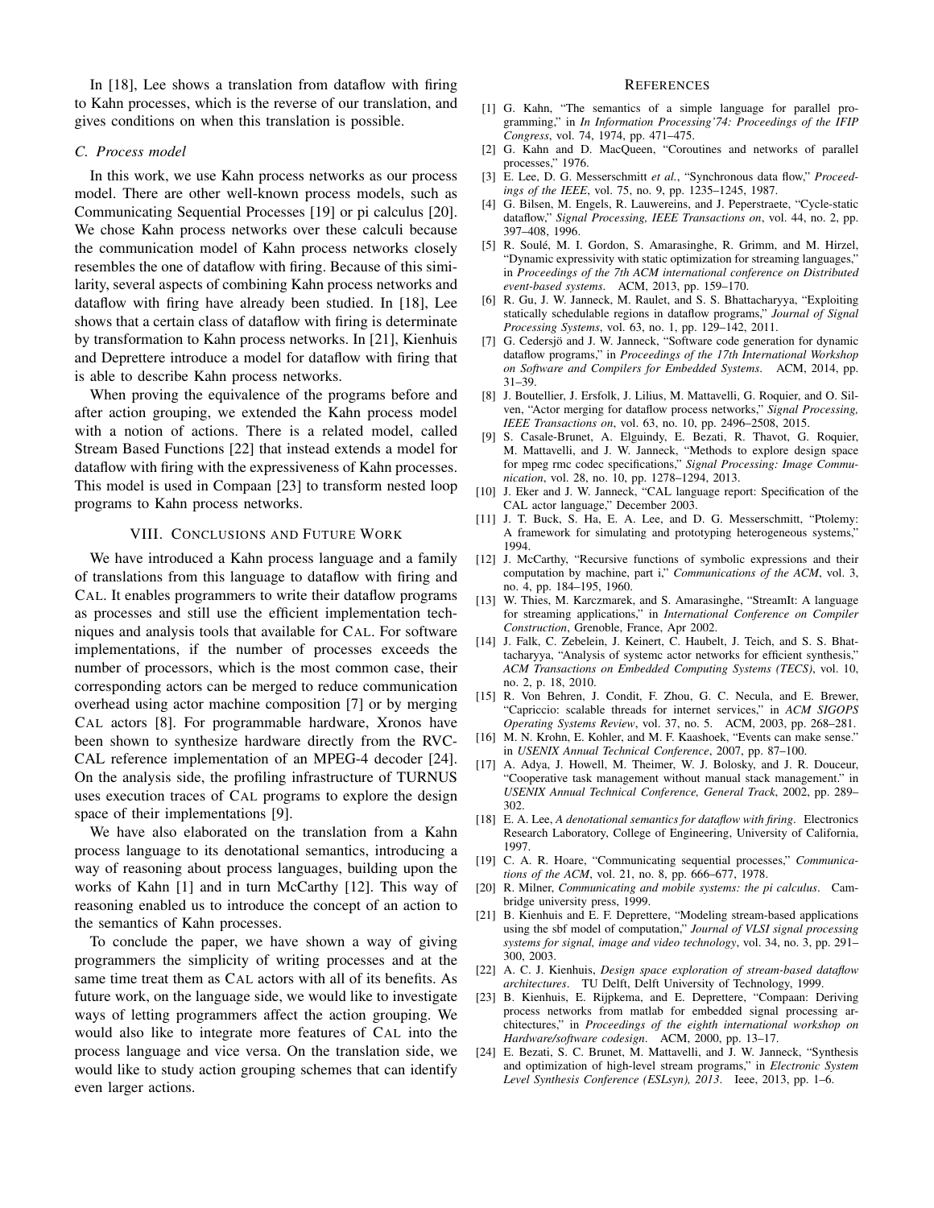In [18], Lee shows a translation from dataflow with firing to Kahn processes, which is the reverse of our translation, and gives conditions on when this translation is possible.

### C. Process model

In this work, we use Kahn process networks as our process model. There are other well-known process models, such as Communicating Sequential Processes [19] or pi calculus [20]. We chose Kahn process networks over these calculi because the communication model of Kahn process networks closely resembles the one of dataflow with firing. Because of this similarity, several aspects of combining Kahn process networks and dataflow with firing have already been studied. In [18], Lee shows that a certain class of dataflow with firing is determinate by transformation to Kahn process networks. In [21], Kienhuis and Deprettere introduce a model for dataflow with firing that is able to describe Kahn process networks.

When proving the equivalence of the programs before and after action grouping, we extended the Kahn process model with a notion of actions. There is a related model, called Stream Based Functions [22] that instead extends a model for dataflow with firing with the expressiveness of Kahn processes. This model is used in Compaan [23] to transform nested loop programs to Kahn process networks.

## VIII. Conclusions and Future Work

We have introduced a Kahn process language and a family of translations from this language to dataflow with firing and CAL. It enables programmers to write their dataflow programs as processes and still use the efficient implementation techniques and analysis tools that available for CAL. For software implementations, if the number of processes exceeds the number of processors, which is the most common case, their corresponding actors can be merged to reduce communication overhead using actor machine composition [7] or by merging CAL actors [8]. For programmable hardware, Xronos have been shown to synthesize hardware directly from the RVC-CAL reference implementation of an MPEG-4 decoder [24]. On the analysis side, the profiling infrastructure of TURNUS uses execution traces of CAL programs to explore the design space of their implementations [9].

We have also elaborated on the translation from a Kahn process language to its denotational semantics, introducing a way of reasoning about process languages, building upon the works of Kahn [1] and in turn McCarthy [12]. This way of reasoning enabled us to introduce the concept of an action to the semantics of Kahn processes.

To conclude the paper, we have shown a way of giving programmers the simplicity of writing processes and at the same time treat them as CAL actors with all of its benefits. As future work, on the language side, we would like to investigate ways of letting programmers affect the action grouping. We would also like to integrate more features of CAL into the process language and vice versa. On the translation side, we would like to study action grouping schemes that can identify even larger actions.

## References

[1] G. Kahn, "The semantics of a simple language for parallel programming," in *In Information Processing'74: Proceedings of the IFIP Congress*, vol. 74, 1974, pp. 471–475.

[2] G. Kahn and D. MacQueen, "Coroutines and networks of parallel processes," 1976.

[3] E. Lee, D. G. Messerschmitt *et al.*, "Synchronous data flow," *Proceedings of the IEEE*, vol. 75, no. 9, pp. 1235–1245, 1987.

[4] G. Bilsen, M. Engels, R. Lauwereins, and J. Peperstraete, "Cycle-static dataflow," *Signal Processing, IEEE Transactions on*, vol. 44, no. 2, pp. 397–408, 1996.

[5] R. Soulé, M. I. Gordon, S. Amarasinghe, R. Grimm, and M. Hirzel, "Dynamic expressivity with static optimization for streaming languages," in *Proceedings of the 7th ACM international conference on Distributed event-based systems*. ACM, 2013, pp. 159–170.

[6] R. Gu, J. W. Janneck, M. Raulet, and S. S. Bhattacharyya, "Exploiting statically schedulable regions in dataflow programs," *Journal of Signal Processing Systems*, vol. 63, no. 1, pp. 129–142, 2011.

[7] G. Cedersjö and J. W. Janneck, "Software code generation for dynamic dataflow programs," in *Proceedings of the 17th International Workshop on Software and Compilers for Embedded Systems*. ACM, 2014, pp. 31–39.

[8] J. Boutellier, J. Ersfolk, J. Lilius, M. Mattavelli, G. Roquier, and O. Silven, "Actor merging for dataflow process networks," *Signal Processing, IEEE Transactions on*, vol. 63, no. 10, pp. 2496–2508, 2015.

[9] S. Casale-Brunet, A. Elguindy, E. Bezati, R. Thavot, G. Roquier, M. Mattavelli, and J. W. Janneck, "Methods to explore design space for mpeg rmc codec specifications," *Signal Processing: Image Communication*, vol. 28, no. 10, pp. 1278–1294, 2013.

[10] J. Eker and J. W. Janneck, "CAL language report: Specification of the CAL actor language," December 2003.

[11] J. T. Buck, S. Ha, E. A. Lee, and D. G. Messerschmitt, "Ptolemy: A framework for simulating and prototyping heterogeneous systems," 1994.

[12] J. McCarthy, "Recursive functions of symbolic expressions and their computation by machine, part i," *Communications of the ACM*, vol. 3, no. 4, pp. 184–195, 1960.

[13] W. Thies, M. Karczmarek, and S. Amarasinghe, "StreamIt: A language for streaming applications," in *International Conference on Compiler Construction*, Grenoble, France, Apr 2002.

[14] J. Falk, C. Zebelein, J. Keinert, C. Haubelt, J. Teich, and S. S. Bhattacharyya, "Analysis of systemc actor networks for efficient synthesis," *ACM Transactions on Embedded Computing Systems (TECS)*, vol. 10, no. 2, p. 18, 2010.

[15] R. Von Behren, J. Condit, F. Zhou, G. C. Necula, and E. Brewer, "Capriccio: scalable threads for internet services," in *ACM SIGOPS Operating Systems Review*, vol. 37, no. 5. ACM, 2003, pp. 268–281.

[16] M. N. Krohn, E. Kohler, and M. F. Kaashoek, "Events can make sense." in *USENIX Annual Technical Conference*, 2007, pp. 87–100.

[17] A. Adya, J. Howell, M. Theimer, W. J. Bolosky, and J. R. Douceur, "Cooperative task management without manual stack management." in *USENIX Annual Technical Conference, General Track*, 2002, pp. 289–302.

[18] E. A. Lee, *A denotational semantics for dataflow with firing*. Electronics Research Laboratory, College of Engineering, University of California, 1997.

[19] C. A. R. Hoare, "Communicating sequential processes," *Communications of the ACM*, vol. 21, no. 8, pp. 666–677, 1978.

[20] R. Milner, *Communicating and mobile systems: the pi calculus*. Cambridge university press, 1999.

[21] B. Kienhuis and E. F. Deprettere, "Modeling stream-based applications using the sbf model of computation," *Journal of VLSI signal processing systems for signal, image and video technology*, vol. 34, no. 3, pp. 291–300, 2003.

[22] A. C. J. Kienhuis, *Design space exploration of stream-based dataflow architectures*. TU Delft, Delft University of Technology, 1999.

[23] B. Kienhuis, E. Rijpkema, and E. Deprettere, "Compaan: Deriving process networks from matlab for embedded signal processing architectures," in *Proceedings of the eighth international workshop on Hardware/software codesign*. ACM, 2000, pp. 13–17.

[24] E. Bezati, S. C. Brunet, M. Mattavelli, and J. W. Janneck, "Synthesis and optimization of high-level stream programs," in *Electronic System Level Synthesis Conference (ESLsyn), 2013*. Ieee, 2013, pp. 1–6.